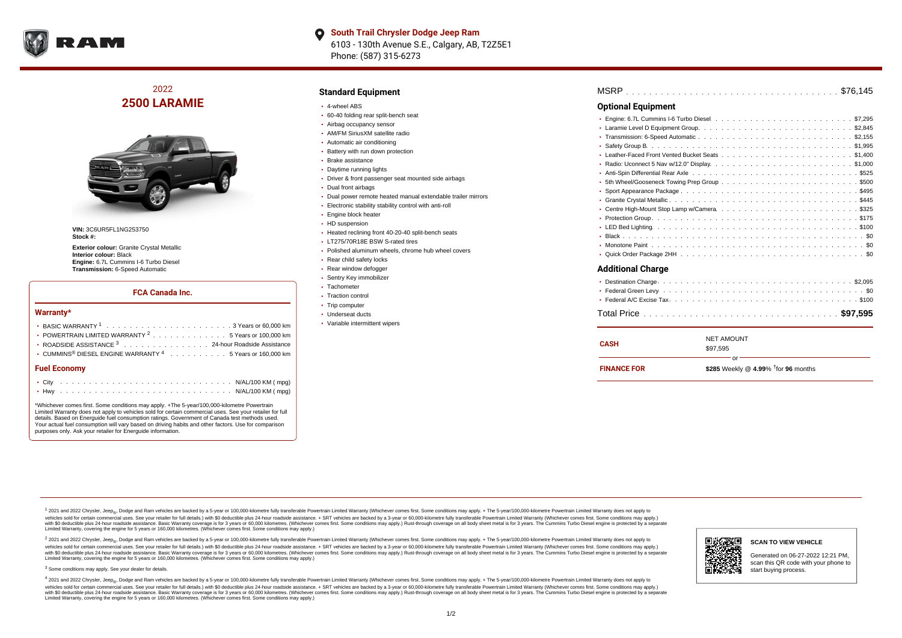**South Trail Chrysler Dodge Jeep Ram**
6103 - 130th Avenue S.E., Calgary, AB, T2Z5E1
Phone: (587) 315-6273

# 2022 2500 LARAMIE

**VIN:** 3C6UR5FL1NG253750
**Stock #:**

**Exterior colour:** Granite Crystal Metallic
**Interior colour:** Black
**Engine:** 6.7L Cummins I-6 Turbo Diesel
**Transmission:** 6-Speed Automatic

### FCA Canada Inc.

#### Warranty*

- BASIC WARRANTY [1] . . . . . 3 Years or 60,000 km
- POWERTRAIN LIMITED WARRANTY [2] . . . . . 5 Years or 100,000 km
- ROADSIDE ASSISTANCE [3] . . . . . 24-hour Roadside Assistance
- CUMMINS® DIESEL ENGINE WARRANTY [4] . . . . . 5 Years or 160,000 km

#### Fuel Economy

- City . . . . . N/AL/100 KM ( mpg)
- Hwy . . . . . N/AL/100 KM ( mpg)

*Whichever comes first. Some conditions may apply. +The 5-year/100,000-kilometre Powertrain Limited Warranty does not apply to vehicles sold for certain commercial uses. See your retailer for full details. Based on Energuide fuel consumption ratings. Government of Canada test methods used. Your actual fuel consumption will vary based on driving habits and other factors. Use for comparison purposes only. Ask your retailer for Energuide information.

## Standard Equipment

- 4-wheel ABS
- 60-40 folding rear split-bench seat
- Airbag occupancy sensor
- AM/FM SiriusXM satellite radio
- Automatic air conditioning
- Battery with run down protection
- Brake assistance
- Daytime running lights
- Driver & front passenger seat mounted side airbags
- Dual front airbags
- Dual power remote heated manual extendable trailer mirrors
- Electronic stability stability control with anti-roll
- Engine block heater
- HD suspension
- Heated reclining front 40-20-40 split-bench seats
- LT275/70R18E BSW S-rated tires
- Polished aluminum wheels, chrome hub wheel covers
- Rear child safety locks
- Rear window defogger
- Sentry Key immobilizer
- Tachometer
- Traction control
- Trip computer
- Underseat ducts
- Variable intermittent wipers

MSRP . . . . . $76,145

## Optional Equipment

- Engine: 6.7L Cummins I-6 Turbo Diesel . . . . . $7,295
- Laramie Level D Equipment Group . . . . . $2,845
- Transmission: 6-Speed Automatic . . . . . $2,155
- Safety Group B . . . . . $1,995
- Leather-Faced Front Vented Bucket Seats . . . . . $1,400
- Radio: Uconnect 5 Nav w/12.0" Display . . . . . $1,000
- Anti-Spin Differential Rear Axle . . . . . $525
- 5th Wheel/Gooseneck Towing Prep Group . . . . . $500
- Sport Appearance Package . . . . . $495
- Granite Crystal Metallic . . . . . $445
- Centre High-Mount Stop Lamp w/Camera . . . . . $325
- Protection Group . . . . . $175
- LED Bed Lighting . . . . . $100
- Black . . . . . $0
- Monotone Paint . . . . . $0
- Quick Order Package 2HH . . . . . $0

## Additional Charge

- Destination Charge . . . . . $2,095
- Federal Green Levy . . . . . $0
- Federal A/C Excise Tax . . . . . $100

Total Price . . . . . **$97,595**

| | |
|---|---|
| **CASH** | NET AMOUNT<br>$97,595 |
| | or |
| **FINANCE FOR** | **$285** Weekly @ **4.99**% [†]for **96** months |

[1] 2021 and 2022 Chrysler, Jeep®, Dodge and Ram vehicles are backed by a 5-year or 100,000-kilometre fully transferable Powertrain Limited Warranty (Whichever comes first. Some conditions may apply. + The 5-year/100,000-kilometre Powertrain Limited Warranty does not apply to vehicles sold for certain commercial uses. See your retailer for full details.) with $0 deductible plus 24-hour roadside assistance. + SRT vehicles are backed by a 3-year or 60,000-kilometre fully transferable Powertrain Limited Warranty (Whichever comes first. Some conditions may apply.) with $0 deductible plus 24-hour roadside assistance. Basic Warranty coverage is for 3 years or 60,000 kilometres. (Whichever comes first. Some conditions may apply.) Rust-through coverage on all body sheet metal is for 3 years. The Cummins Turbo Diesel engine is protected by a separate Limited Warranty, covering the engine for 5 years or 160,000 kilometres. (Whichever comes first. Some conditions may apply.)

[2] 2021 and 2022 Chrysler, Jeep®, Dodge and Ram vehicles are backed by a 5-year or 100,000-kilometre fully transferable Powertrain Limited Warranty (Whichever comes first. Some conditions may apply. + The 5-year/100,000-kilometre Powertrain Limited Warranty does not apply to vehicles sold for certain commercial uses. See your retailer for full details.) with $0 deductible plus 24-hour roadside assistance. + SRT vehicles are backed by a 3-year or 60,000-kilometre fully transferable Powertrain Limited Warranty (Whichever comes first. Some conditions may apply.) with $0 deductible plus 24-hour roadside assistance. Basic Warranty coverage is for 3 years or 60,000 kilometres. (Whichever comes first. Some conditions may apply.) Rust-through coverage on all body sheet metal is for 3 years. The Cummins Turbo Diesel engine is protected by a separate Limited Warranty, covering the engine for 5 years or 160,000 kilometres. (Whichever comes first. Some conditions may apply.)

[3] Some conditions may apply. See your dealer for details.

[4] 2021 and 2022 Chrysler, Jeep®, Dodge and Ram vehicles are backed by a 5-year or 100,000-kilometre fully transferable Powertrain Limited Warranty (Whichever comes first. Some conditions may apply. + The 5-year/100,000-kilometre Powertrain Limited Warranty does not apply to vehicles sold for certain commercial uses. See your retailer for full details.) with $0 deductible plus 24-hour roadside assistance. + SRT vehicles are backed by a 3-year or 60,000-kilometre fully transferable Powertrain Limited Warranty (Whichever comes first. Some conditions may apply.) with $0 deductible plus 24-hour roadside assistance. Basic Warranty coverage is for 3 years or 60,000 kilometres. (Whichever comes first. Some conditions may apply.) Rust-through coverage on all body sheet metal is for 3 years. The Cummins Turbo Diesel engine is protected by a separate Limited Warranty, covering the engine for 5 years or 160,000 kilometres. (Whichever comes first. Some conditions may apply.)

**SCAN TO VIEW VEHICLE**

Generated on 06-27-2022 12:21 PM, scan this QR code with your phone to start buying process.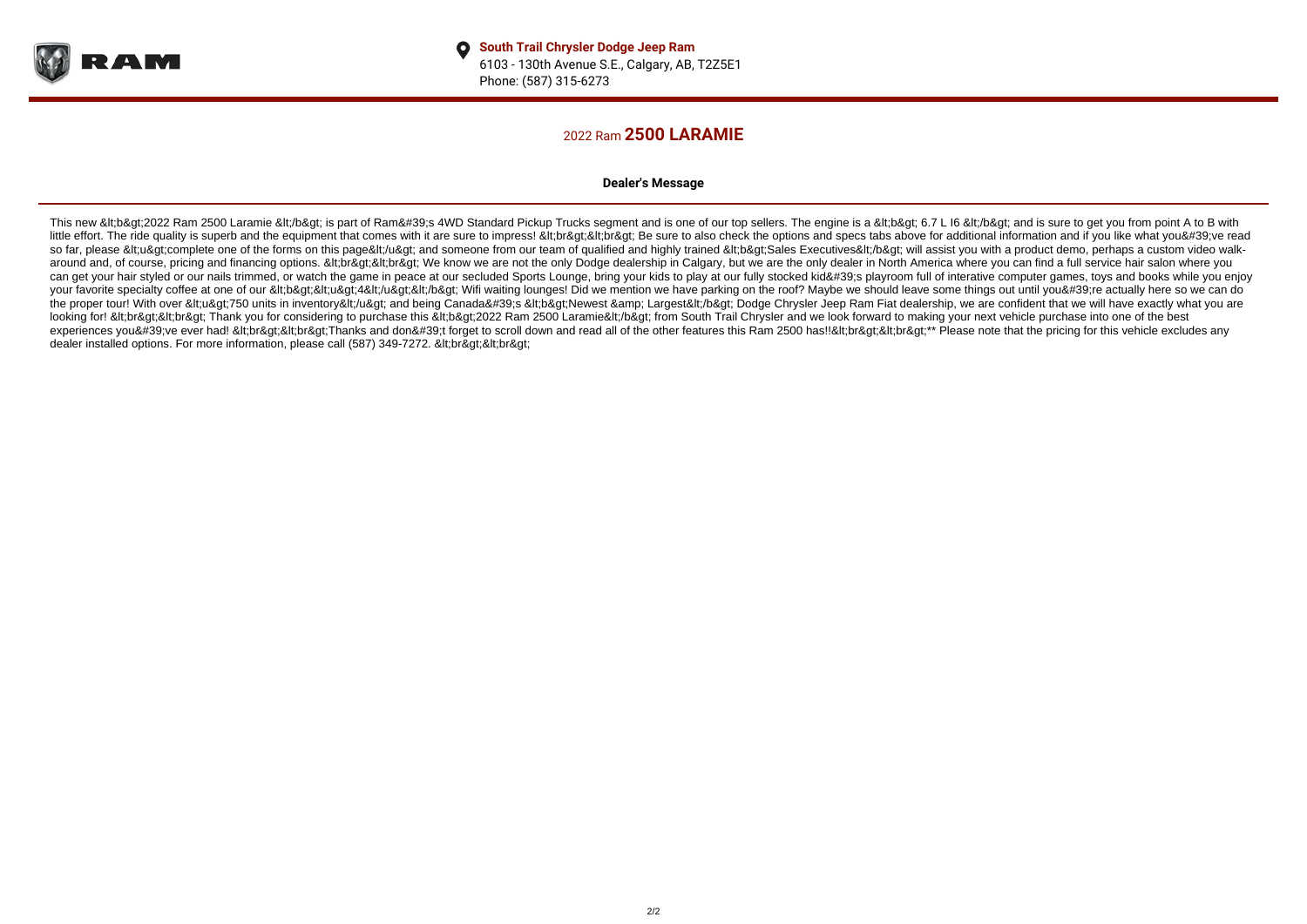**South Trail Chrysler Dodge Jeep Ram**
6103 - 130th Avenue S.E., Calgary, AB, T2Z5E1
Phone: (587) 315-6273

# 2022 Ram **2500 LARAMIE**

## Dealer's Message

This new &lt;b&gt;2022 Ram 2500 Laramie &lt;/b&gt; is part of Ram&#39;s 4WD Standard Pickup Trucks segment and is one of our top sellers. The engine is a &lt;b&gt; 6.7 L I6 &lt;/b&gt; and is sure to get you from point A to B with little effort. The ride quality is superb and the equipment that comes with it are sure to impress! &lt;br&gt;&lt;br&gt; Be sure to also check the options and specs tabs above for additional information and if you like what you&#39;ve read so far, please &lt;u&gt;complete one of the forms on this page&lt;/u&gt; and someone from our team of qualified and highly trained &lt;b&gt;Sales Executives&lt;/b&gt; will assist you with a product demo, perhaps a custom video walk-around and, of course, pricing and financing options. &lt;br&gt;&lt;br&gt; We know we are not the only Dodge dealership in Calgary, but we are the only dealer in North America where you can find a full service hair salon where you can get your hair styled or our nails trimmed, or watch the game in peace at our secluded Sports Lounge, bring your kids to play at our fully stocked kid&#39;s playroom full of interative computer games, toys and books while you enjoy your favorite specialty coffee at one of our &lt;b&gt;&lt;u&gt;4&lt;/u&gt;&lt;/b&gt; Wifi waiting lounges! Did we mention we have parking on the roof? Maybe we should leave some things out until you&#39;re actually here so we can do the proper tour! With over &lt;u&gt;750 units in inventory&lt;/u&gt; and being Canada&#39;s &lt;b&gt;Newest &amp; Largest&lt;/b&gt; Dodge Chrysler Jeep Ram Fiat dealership, we are confident that we will have exactly what you are looking for! &lt;br&gt;&lt;br&gt; Thank you for considering to purchase this &lt;b&gt;2022 Ram 2500 Laramie&lt;/b&gt; from South Trail Chrysler and we look forward to making your next vehicle purchase into one of the best experiences you&#39;ve ever had! &lt;br&gt;&lt;br&gt;Thanks and don&#39;t forget to scroll down and read all of the other features this Ram 2500 has!!&lt;br&gt;&lt;br&gt;** Please note that the pricing for this vehicle excludes any dealer installed options. For more information, please call (587) 349-7272. &lt;br&gt;&lt;br&gt;